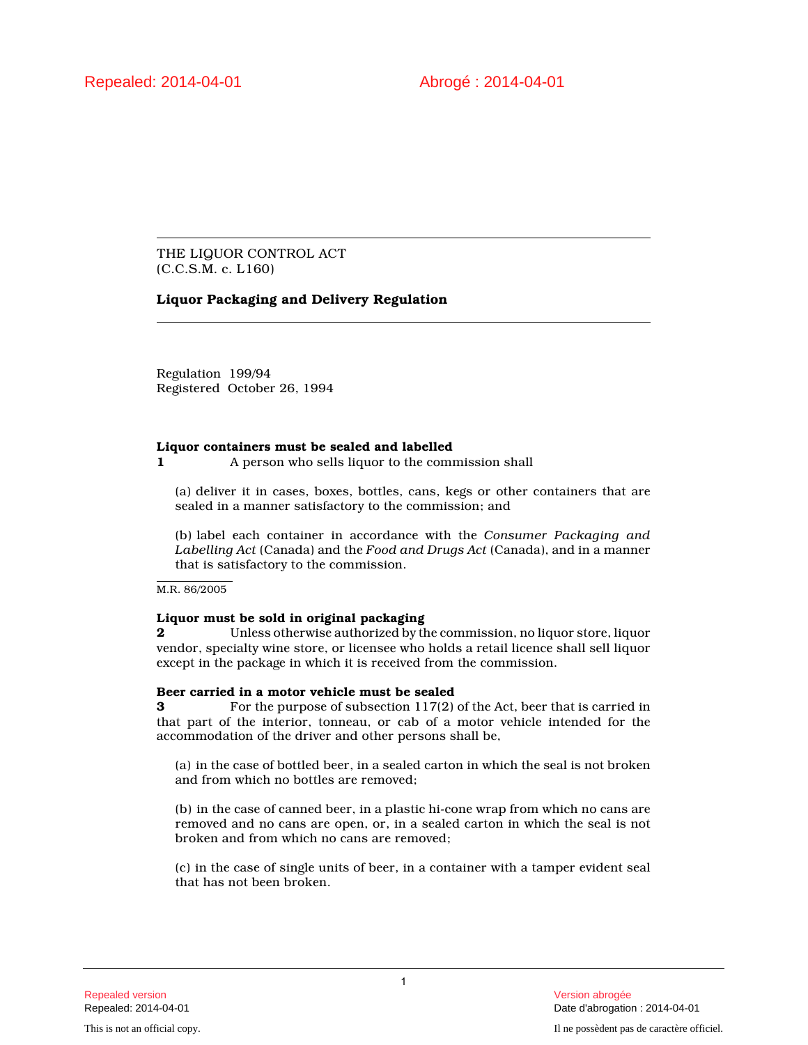Repealed: 2014-04-01 Abrogé : 2014-04-01

THE LIQUOR CONTROL ACT
(C.C.S.M. c. L160)

**Liquor Packaging and Delivery Regulation**

Regulation 199/94
Registered October 26, 1994

**Liquor containers must be sealed and labelled**

**1** A person who sells liquor to the commission shall

(a) deliver it in cases, boxes, bottles, cans, kegs or other containers that are sealed in a manner satisfactory to the commission; and

(b) label each container in accordance with the *Consumer Packaging and Labelling Act* (Canada) and the *Food and Drugs Act* (Canada), and in a manner that is satisfactory to the commission.

M.R. 86/2005

**Liquor must be sold in original packaging**

**2** Unless otherwise authorized by the commission, no liquor store, liquor vendor, specialty wine store, or licensee who holds a retail licence shall sell liquor except in the package in which it is received from the commission.

**Beer carried in a motor vehicle must be sealed**

**3** For the purpose of subsection 117(2) of the Act, beer that is carried in that part of the interior, tonneau, or cab of a motor vehicle intended for the accommodation of the driver and other persons shall be,

(a) in the case of bottled beer, in a sealed carton in which the seal is not broken and from which no bottles are removed;

(b) in the case of canned beer, in a plastic hi-cone wrap from which no cans are removed and no cans are open, or, in a sealed carton in which the seal is not broken and from which no cans are removed;

(c) in the case of single units of beer, in a container with a tamper evident seal that has not been broken.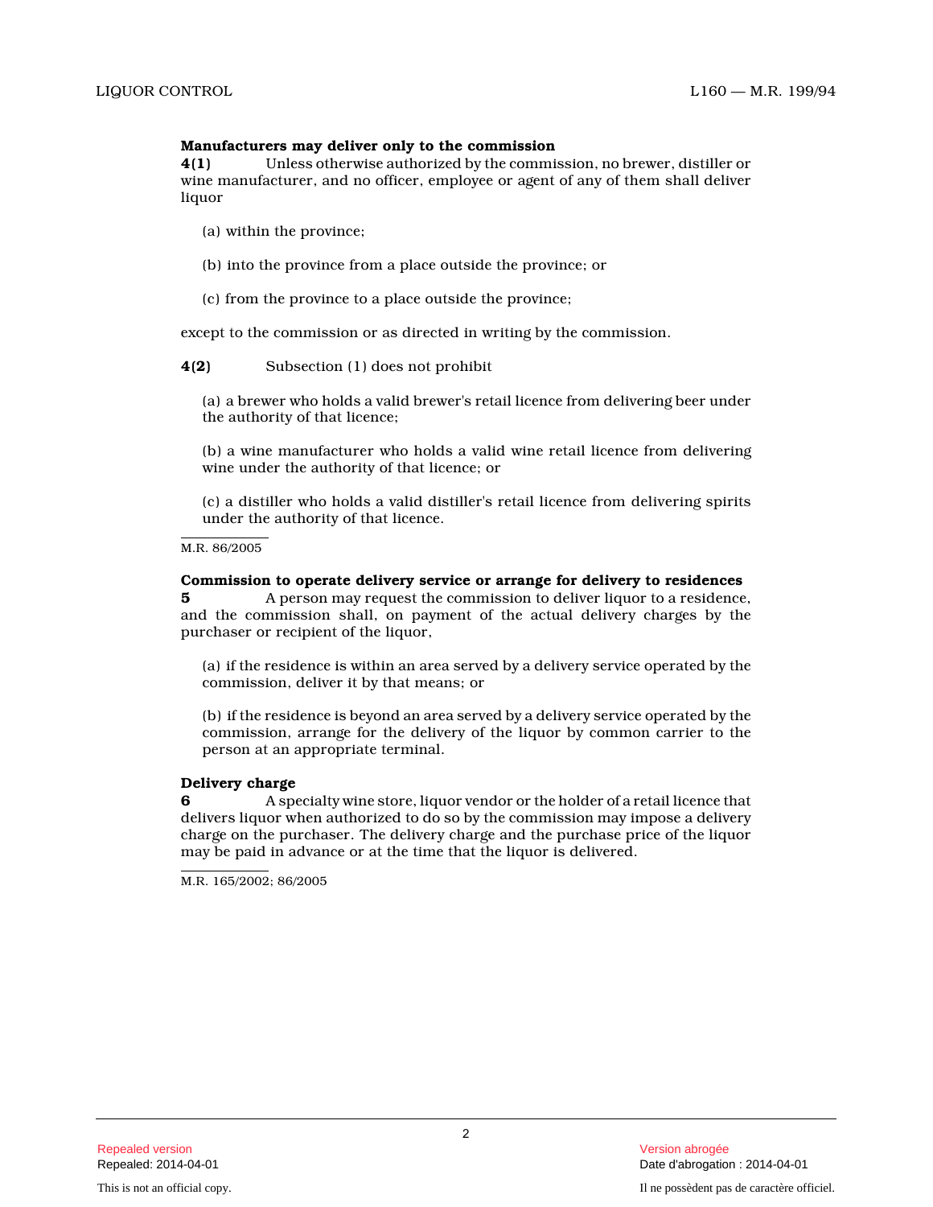**Manufacturers may deliver only to the commission**

**4(1)** Unless otherwise authorized by the commission, no brewer, distiller or wine manufacturer, and no officer, employee or agent of any of them shall deliver liquor

(a) within the province;

(b) into the province from a place outside the province; or

(c) from the province to a place outside the province;

except to the commission or as directed in writing by the commission.

**4(2)** Subsection (1) does not prohibit

(a) a brewer who holds a valid brewer's retail licence from delivering beer under the authority of that licence;

(b) a wine manufacturer who holds a valid wine retail licence from delivering wine under the authority of that licence; or

(c) a distiller who holds a valid distiller's retail licence from delivering spirits under the authority of that licence.

M.R. 86/2005

**Commission to operate delivery service or arrange for delivery to residences**

**5** A person may request the commission to deliver liquor to a residence, and the commission shall, on payment of the actual delivery charges by the purchaser or recipient of the liquor,

(a) if the residence is within an area served by a delivery service operated by the commission, deliver it by that means; or

(b) if the residence is beyond an area served by a delivery service operated by the commission, arrange for the delivery of the liquor by common carrier to the person at an appropriate terminal.

**Delivery charge**

**6** A specialty wine store, liquor vendor or the holder of a retail licence that delivers liquor when authorized to do so by the commission may impose a delivery charge on the purchaser. The delivery charge and the purchase price of the liquor may be paid in advance or at the time that the liquor is delivered.

M.R. 165/2002; 86/2005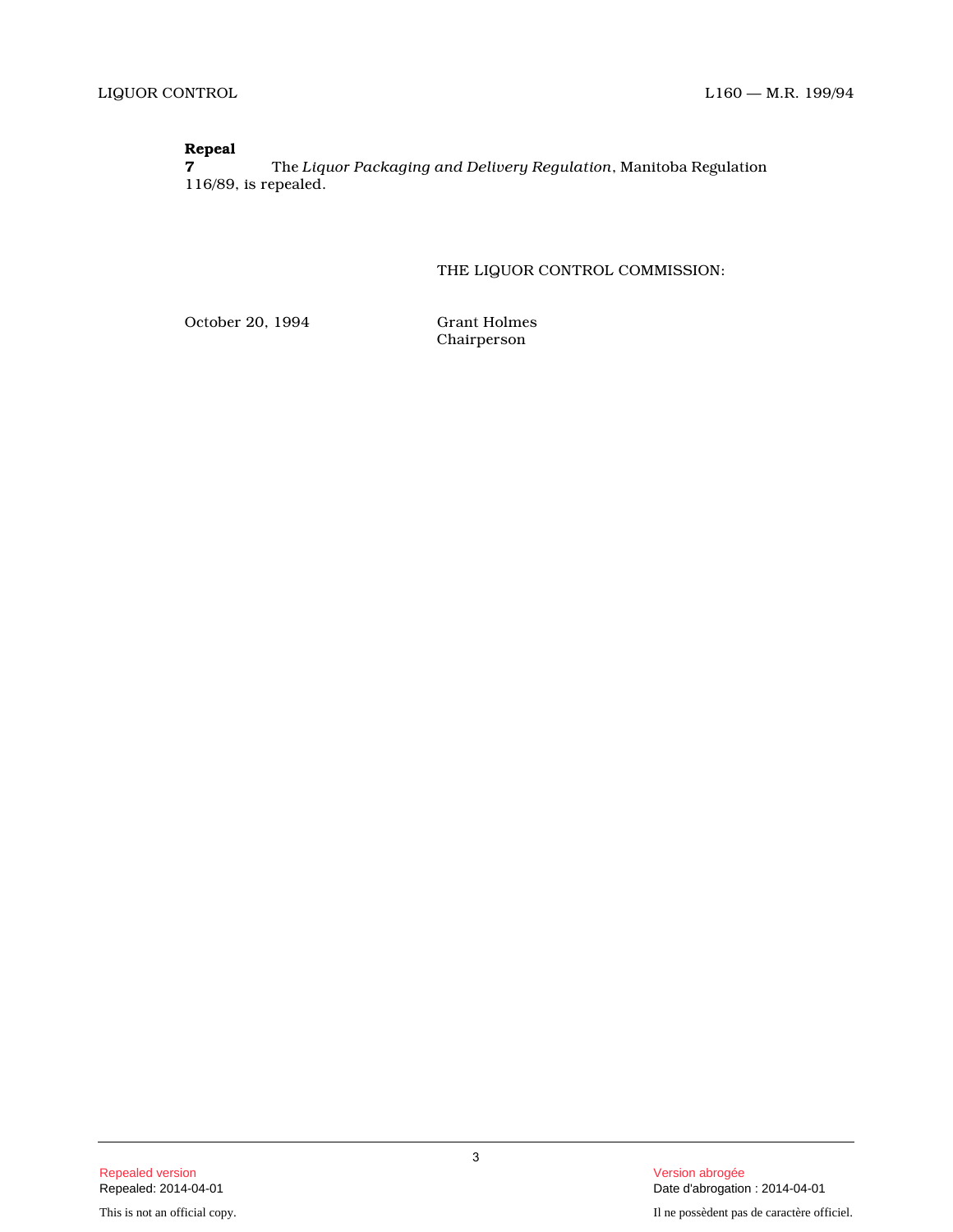**Repeal**

**7** The *Liquor Packaging and Delivery Regulation*, Manitoba Regulation 116/89, is repealed.

THE LIQUOR CONTROL COMMISSION:

October 20, 1994

Grant Holmes
Chairperson

Repealed version
Repealed: 2014-04-01

Version abrogée
Date d'abrogation : 2014-04-01

This is not an official copy.

Il ne possèdent pas de caractère officiel.